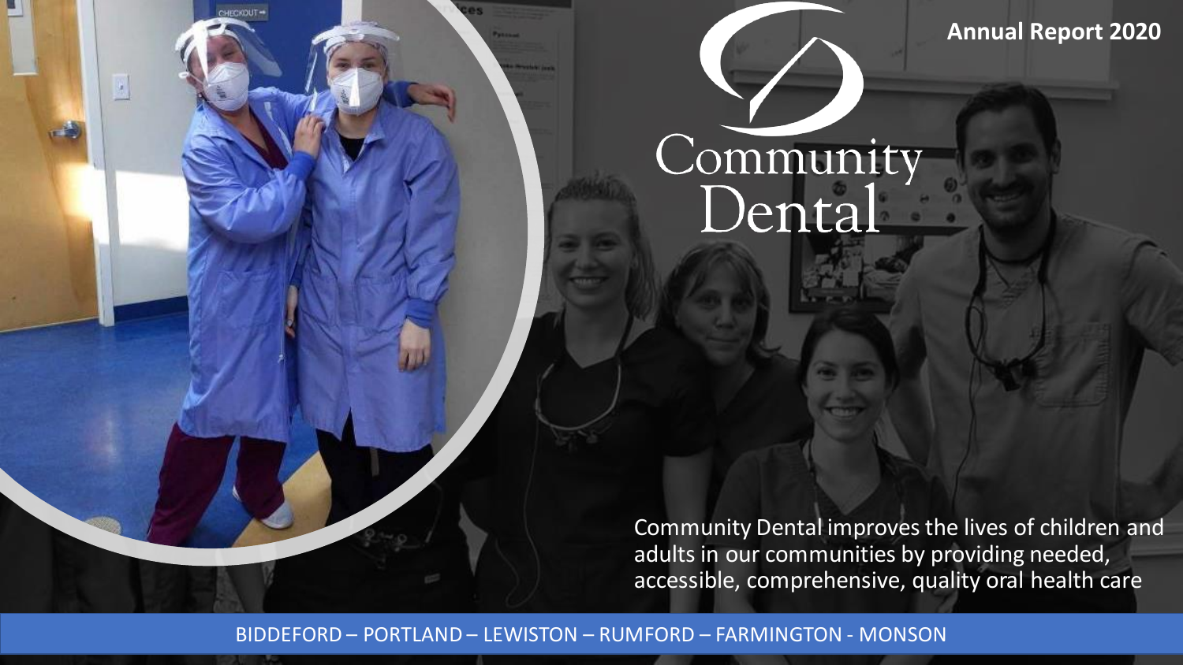**Annual Report 2020**

# Community Dental

Community Dental improves the lives of children and adults in our communities by providing needed, accessible, comprehensive, quality oral health care

BIDDEFORD – PORTLAND – LEWISTON – RUMFORD – FARMINGTON - MONSON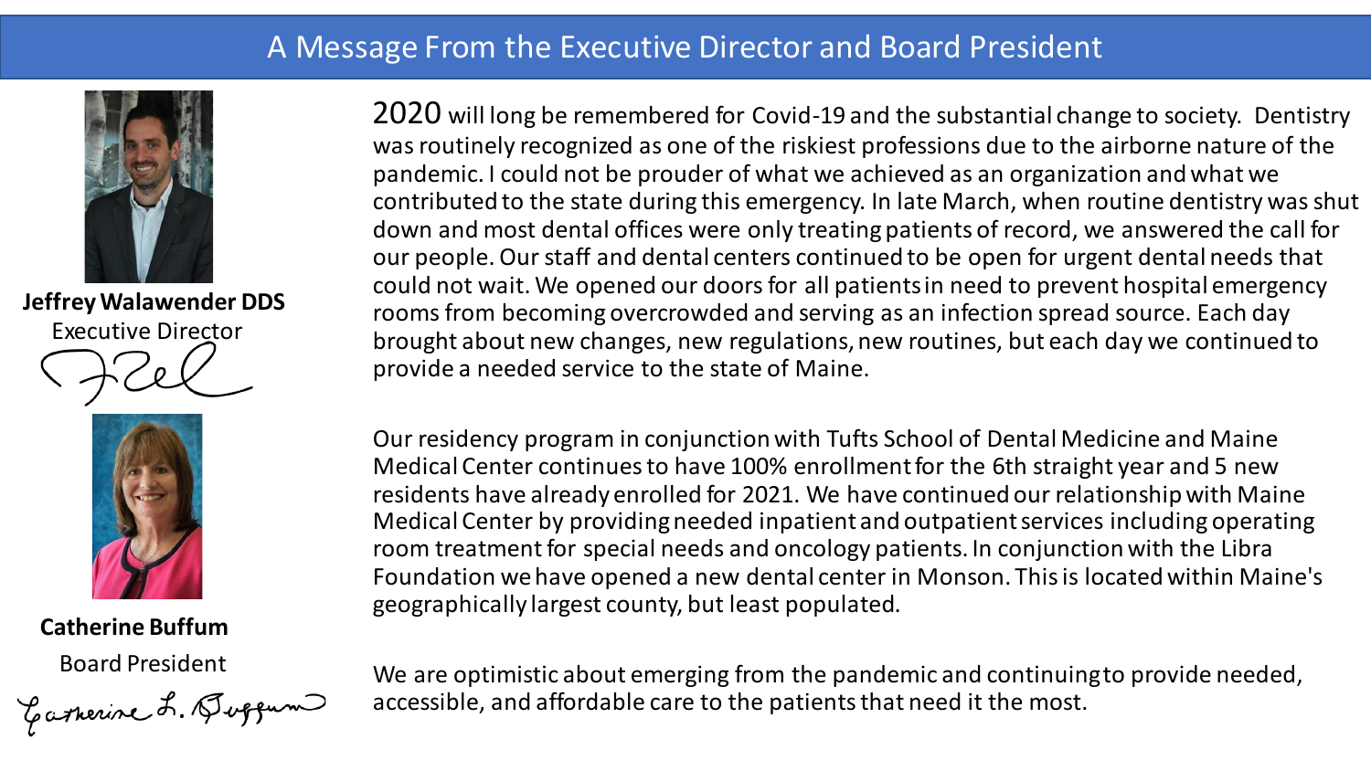# A Message From the Executive Director and Board President

**Jeffrey Walawender DDS**
Executive Director

**Catherine Buffum**
Board President

2020 will long be remembered for Covid-19 and the substantial change to society. Dentistry was routinely recognized as one of the riskiest professions due to the airborne nature of the pandemic. I could not be prouder of what we achieved as an organization and what we contributed to the state during this emergency. In late March, when routine dentistry was shut down and most dental offices were only treating patients of record, we answered the call for our people. Our staff and dental centers continued to be open for urgent dental needs that could not wait. We opened our doors for all patients in need to prevent hospital emergency rooms from becoming overcrowded and serving as an infection spread source. Each day brought about new changes, new regulations, new routines, but each day we continued to provide a needed service to the state of Maine.

Our residency program in conjunction with Tufts School of Dental Medicine and Maine Medical Center continues to have 100% enrollment for the 6th straight year and 5 new residents have already enrolled for 2021. We have continued our relationship with Maine Medical Center by providing needed inpatient and outpatient services including operating room treatment for special needs and oncology patients. In conjunction with the Libra Foundation we have opened a new dental center in Monson. This is located within Maine's geographically largest county, but least populated.

We are optimistic about emerging from the pandemic and continuing to provide needed, accessible, and affordable care to the patients that need it the most.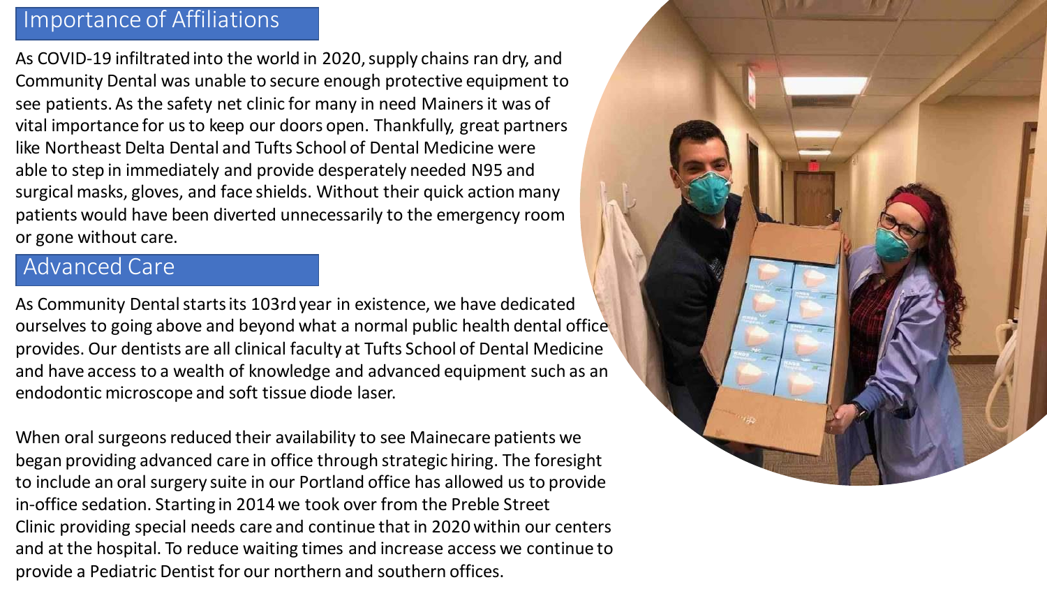## Importance of Affiliations

As COVID-19 infiltrated into the world in 2020, supply chains ran dry, and Community Dental was unable to secure enough protective equipment to see patients. As the safety net clinic for many in need Mainers it was of vital importance for us to keep our doors open. Thankfully, great partners like Northeast Delta Dental and Tufts School of Dental Medicine were able to step in immediately and provide desperately needed N95 and surgical masks, gloves, and face shields. Without their quick action many patients would have been diverted unnecessarily to the emergency room or gone without care.

## Advanced Care

As Community Dental starts its 103rd year in existence, we have dedicated ourselves to going above and beyond what a normal public health dental office provides. Our dentists are all clinical faculty at Tufts School of Dental Medicine and have access to a wealth of knowledge and advanced equipment such as an endodontic microscope and soft tissue diode laser.

When oral surgeons reduced their availability to see Mainecare patients we began providing advanced care in office through strategic hiring. The foresight to include an oral surgery suite in our Portland office has allowed us to provide in-office sedation. Starting in 2014 we took over from the Preble Street Clinic providing special needs care and continue that in 2020 within our centers and at the hospital. To reduce waiting times and increase access we continue to provide a Pediatric Dentist for our northern and southern offices.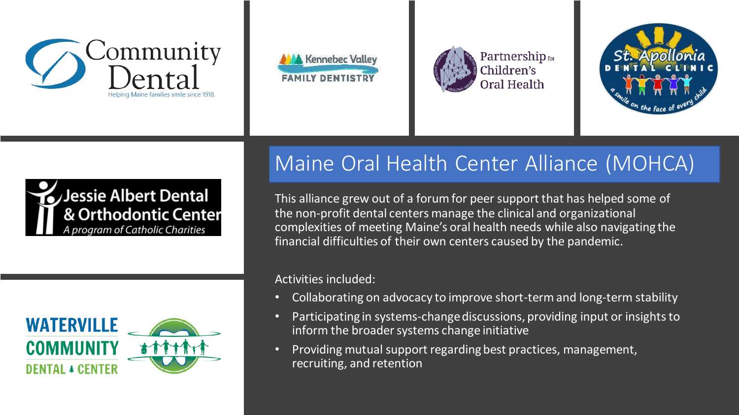# Maine Oral Health Center Alliance (MOHCA)

This alliance grew out of a forum for peer support that has helped some of the non-profit dental centers manage the clinical and organizational complexities of meeting Maine's oral health needs while also navigating the financial difficulties of their own centers caused by the pandemic.

Activities included:

- Collaborating on advocacy to improve short-term and long-term stability
- Participating in systems-change discussions, providing input or insights to inform the broader systems change initiative
- Providing mutual support regarding best practices, management, recruiting, and retention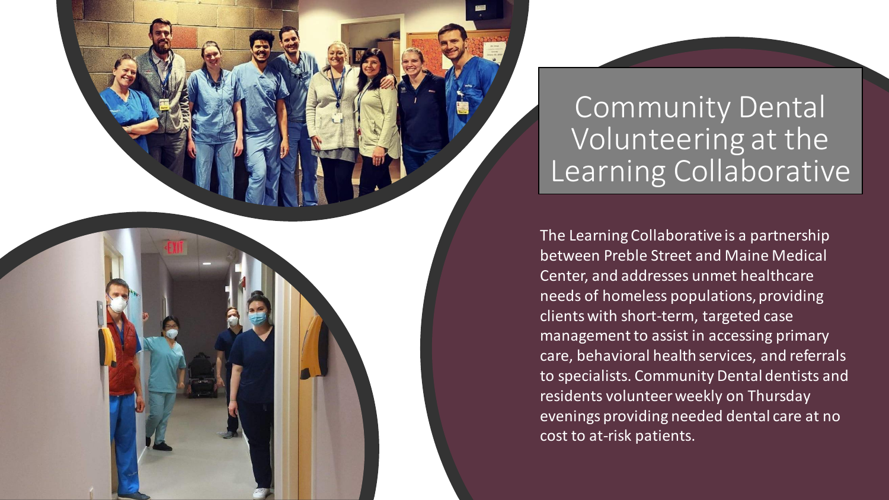# Community Dental Volunteering at the Learning Collaborative

The Learning Collaborative is a partnership between Preble Street and Maine Medical Center, and addresses unmet healthcare needs of homeless populations, providing clients with short-term, targeted case management to assist in accessing primary care, behavioral health services, and referrals to specialists. Community Dental dentists and residents volunteer weekly on Thursday evenings providing needed dental care at no cost to at-risk patients.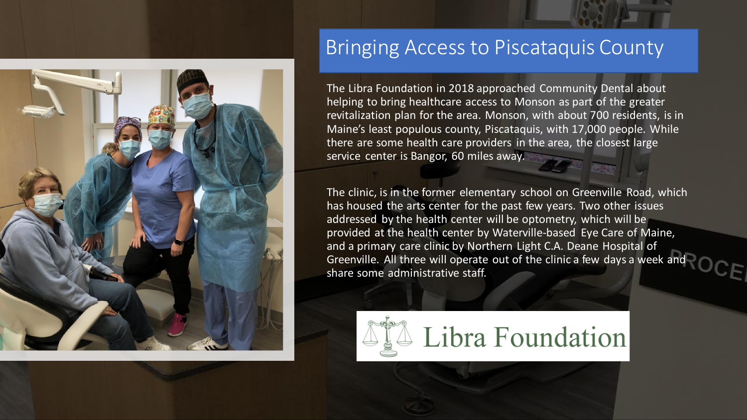# Bringing Access to Piscataquis County

The Libra Foundation in 2018 approached Community Dental about helping to bring healthcare access to Monson as part of the greater revitalization plan for the area. Monson, with about 700 residents, is in Maine's least populous county, Piscataquis, with 17,000 people. While there are some health care providers in the area, the closest large service center is Bangor, 60 miles away.

The clinic, is in the former elementary school on Greenville Road, which has housed the arts center for the past few years. Two other issues addressed by the health center will be optometry, which will be provided at the health center by Waterville-based Eye Care of Maine, and a primary care clinic by Northern Light C.A. Deane Hospital of Greenville. All three will operate out of the clinic a few days a week and share some administrative staff.

Libra Foundation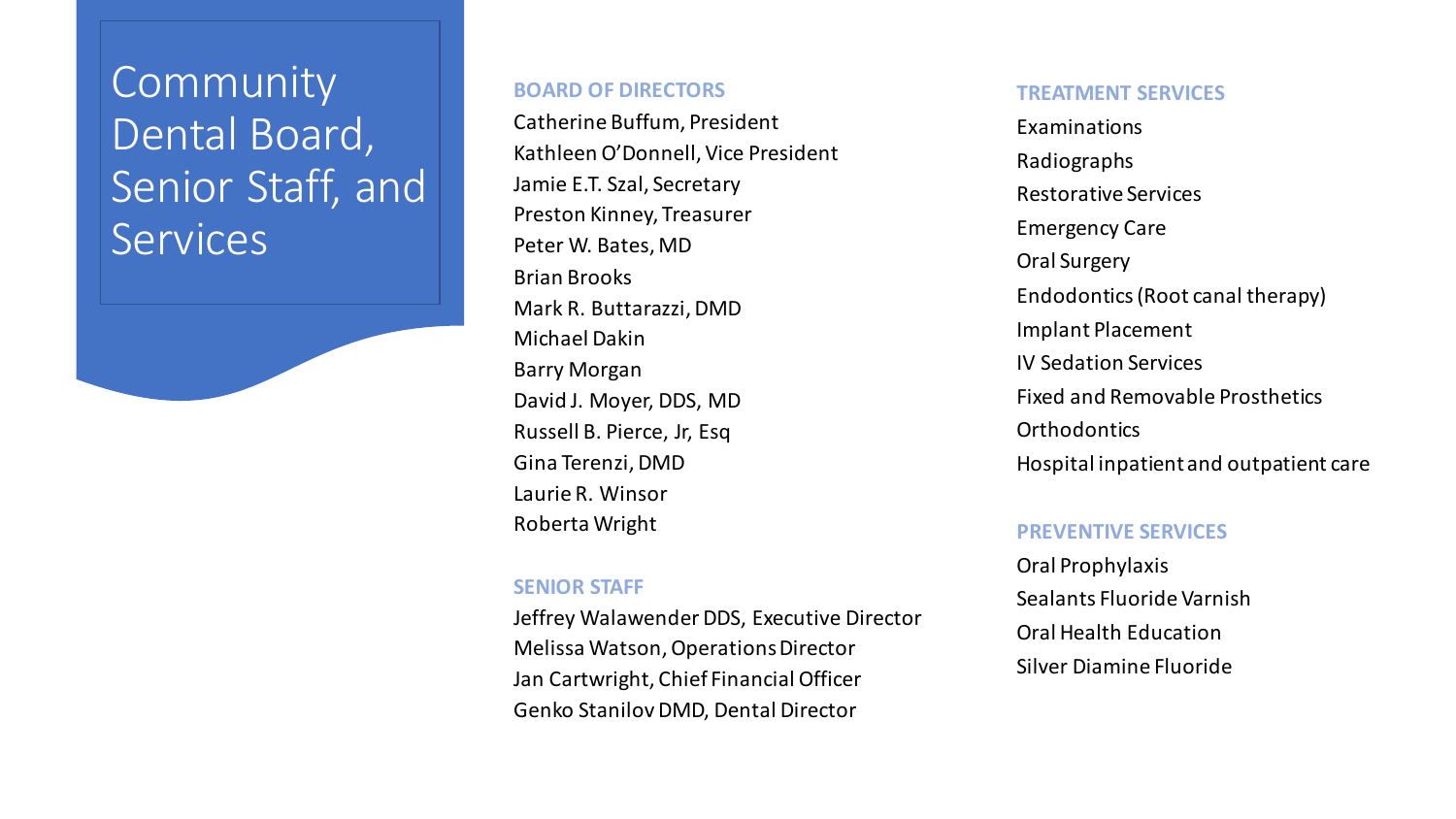# Community Dental Board, Senior Staff, and Services

## BOARD OF DIRECTORS

Catherine Buffum, President
Kathleen O'Donnell, Vice President
Jamie E.T. Szal, Secretary
Preston Kinney, Treasurer
Peter W. Bates, MD
Brian Brooks
Mark R. Buttarazzi, DMD
Michael Dakin
Barry Morgan
David J. Moyer, DDS, MD
Russell B. Pierce, Jr, Esq
Gina Terenzi, DMD
Laurie R. Winsor
Roberta Wright

## SENIOR STAFF

Jeffrey Walawender DDS, Executive Director
Melissa Watson, Operations Director
Jan Cartwright, Chief Financial Officer
Genko Stanilov DMD, Dental Director

## TREATMENT SERVICES

Examinations
Radiographs
Restorative Services
Emergency Care
Oral Surgery
Endodontics (Root canal therapy)
Implant Placement
IV Sedation Services
Fixed and Removable Prosthetics
Orthodontics
Hospital inpatient and outpatient care

## PREVENTIVE SERVICES

Oral Prophylaxis
Sealants Fluoride Varnish
Oral Health Education
Silver Diamine Fluoride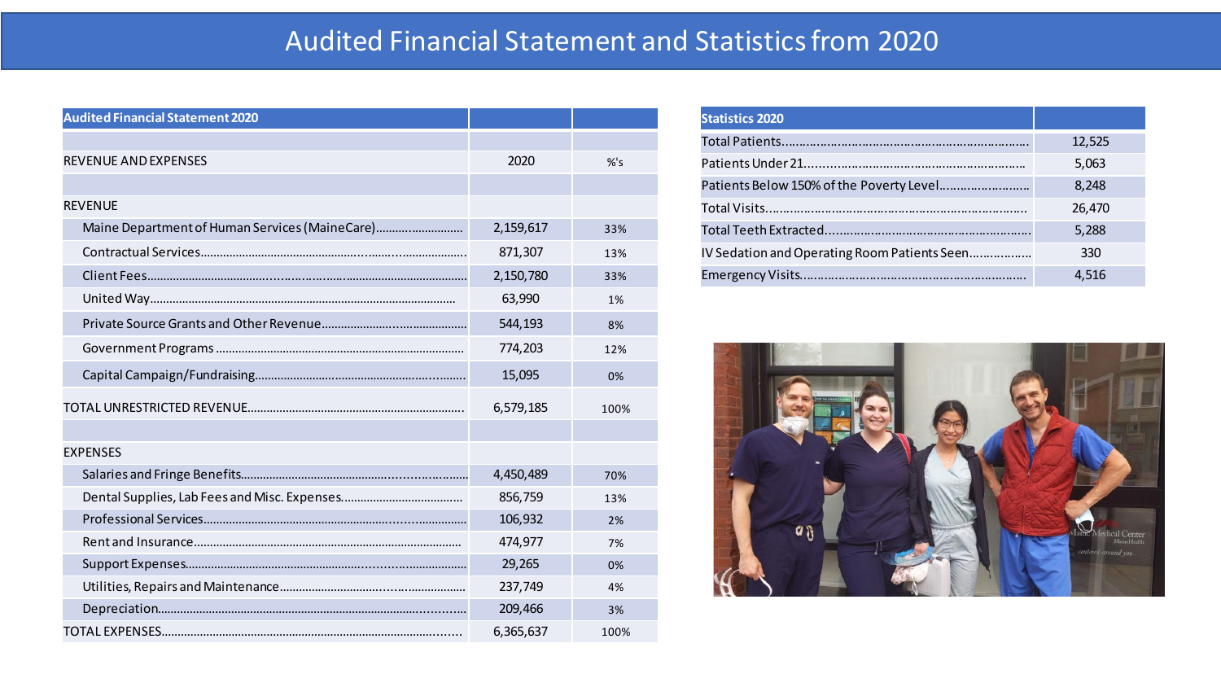# Audited Financial Statement and Statistics from 2020

| Audited Financial Statement 2020 | | |
|---|---|---|
| REVENUE AND EXPENSES | 2020 | %'s |
| REVENUE | | |
| Maine Department of Human Services (MaineCare) | 2,159,617 | 33% |
| Contractual Services | 871,307 | 13% |
| Client Fees | 2,150,780 | 33% |
| United Way | 63,990 | 1% |
| Private Source Grants and Other Revenue | 544,193 | 8% |
| Government Programs | 774,203 | 12% |
| Capital Campaign/Fundraising | 15,095 | 0% |
| TOTAL UNRESTRICTED REVENUE | 6,579,185 | 100% |
| EXPENSES | | |
| Salaries and Fringe Benefits | 4,450,489 | 70% |
| Dental Supplies, Lab Fees and Misc. Expenses | 856,759 | 13% |
| Professional Services | 106,932 | 2% |
| Rent and Insurance | 474,977 | 7% |
| Support Expenses | 29,265 | 0% |
| Utilities, Repairs and Maintenance | 237,749 | 4% |
| Depreciation | 209,466 | 3% |
| TOTAL EXPENSES | 6,365,637 | 100% |

| Statistics 2020 | |
|---|---|
| Total Patients | 12,525 |
| Patients Under 21 | 5,063 |
| Patients Below 150% of the Poverty Level | 8,248 |
| Total Visits | 26,470 |
| Total Teeth Extracted | 5,288 |
| IV Sedation and Operating Room Patients Seen | 330 |
| Emergency Visits | 4,516 |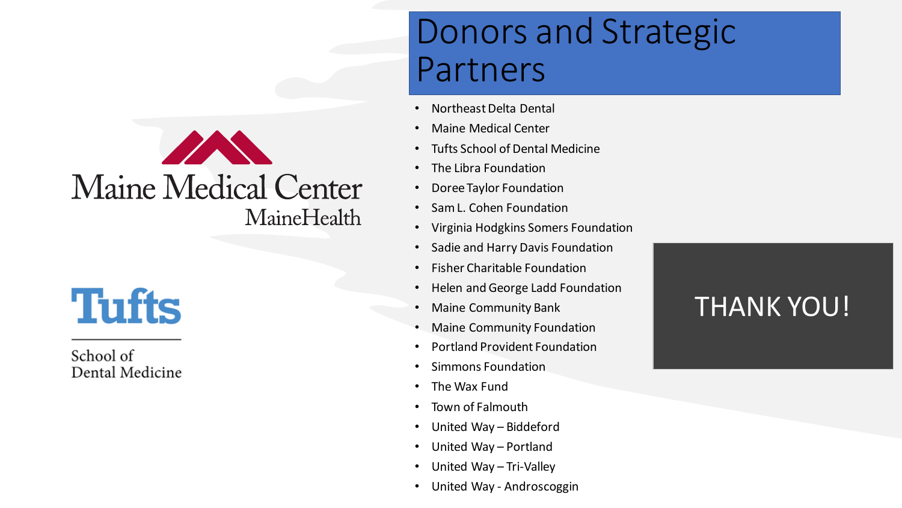Maine Medical Center
MaineHealth

Tufts
School of
Dental Medicine

# Donors and Strategic Partners

- Northeast Delta Dental
- Maine Medical Center
- Tufts School of Dental Medicine
- The Libra Foundation
- Doree Taylor Foundation
- Sam L. Cohen Foundation
- Virginia Hodgkins Somers Foundation
- Sadie and Harry Davis Foundation
- Fisher Charitable Foundation
- Helen and George Ladd Foundation
- Maine Community Bank
- Maine Community Foundation
- Portland Provident Foundation
- Simmons Foundation
- The Wax Fund
- Town of Falmouth
- United Way – Biddeford
- United Way – Portland
- United Way – Tri-Valley
- United Way - Androscoggin

THANK YOU!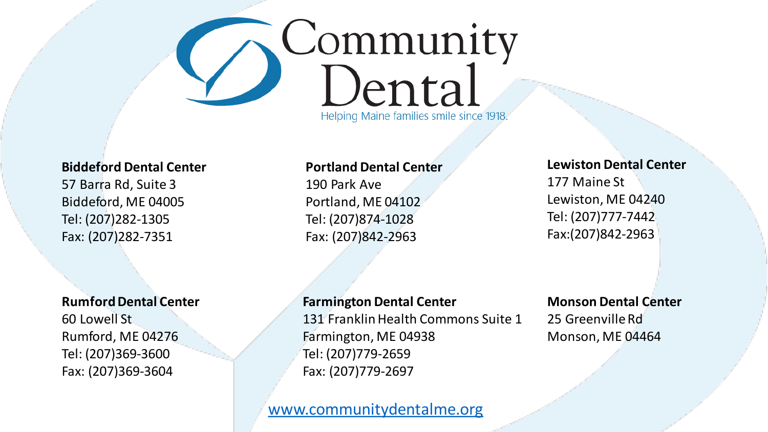# Community Dental

Helping Maine families smile since 1918.

**Biddeford Dental Center**
57 Barra Rd, Suite 3
Biddeford, ME 04005
Tel: (207)282-1305
Fax: (207)282-7351

**Portland Dental Center**
190 Park Ave
Portland, ME 04102
Tel: (207)874-1028
Fax: (207)842-2963

**Lewiston Dental Center**
177 Maine St
Lewiston, ME 04240
Tel: (207)777-7442
Fax:(207)842-2963

**Rumford Dental Center**
60 Lowell St
Rumford, ME 04276
Tel: (207)369-3600
Fax: (207)369-3604

**Farmington Dental Center**
131 Franklin Health Commons Suite 1
Farmington, ME 04938
Tel: (207)779-2659
Fax: (207)779-2697

**Monson Dental Center**
25 Greenville Rd
Monson, ME 04464

www.communitydentalme.org